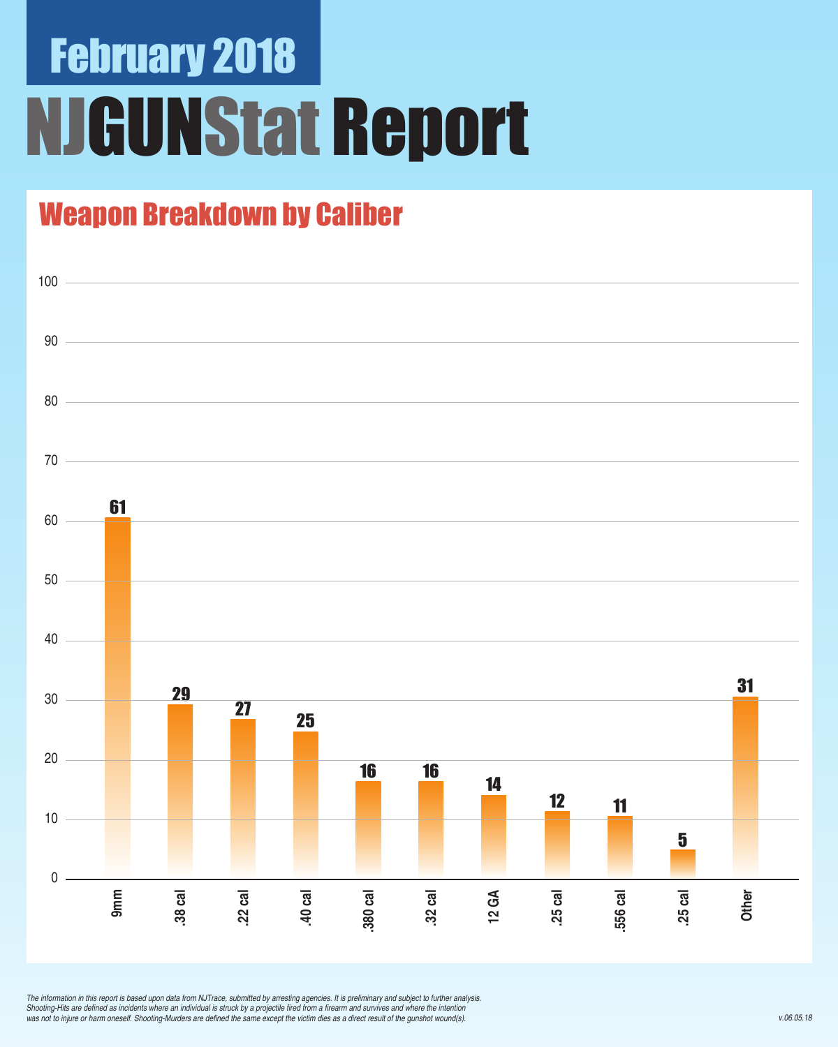# February 2018

# NJGUNStat Report

## Weapon Breakdown by Caliber

| Caliber | Count |
|---|---|
| 9mm | 61 |
| .38 cal | 29 |
| .22 cal | 27 |
| .40 cal | 25 |
| .380 cal | 16 |
| .32 cal | 16 |
| 12 GA | 14 |
| .25 cal | 12 |
| .556 cal | 11 |
| .25 cal | 5 |
| Other | 31 |

*The information in this report is based upon data from NJTrace, submitted by arresting agencies. It is preliminary and subject to further analysis. Shooting-Hits are defined as incidents where an individual is struck by a projectile fired from a firearm and survives and where the intention was not to injure or harm oneself. Shooting-Murders are defined the same except the victim dies as a direct result of the gunshot wound(s).*

*v.06.05.18*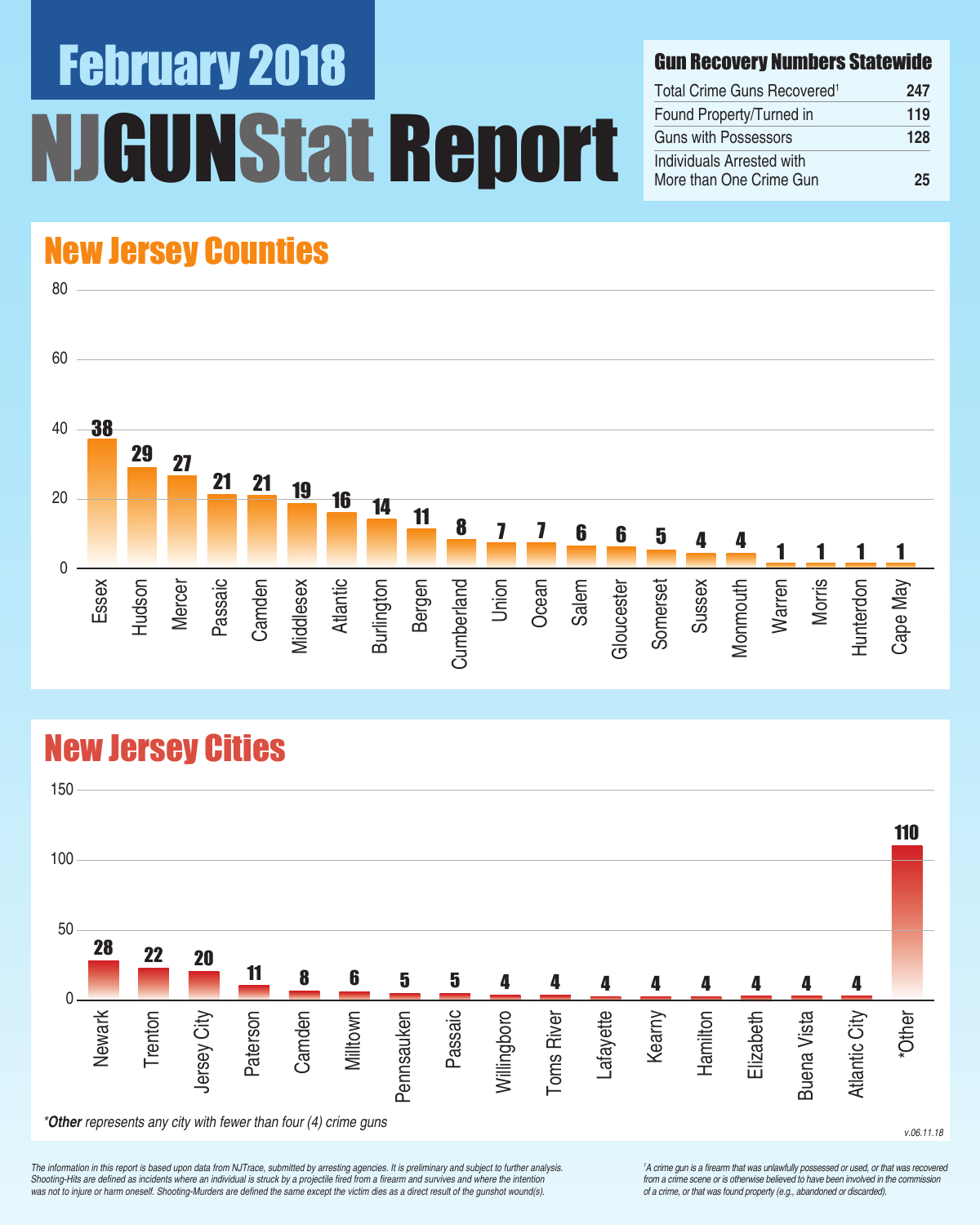# February 2018

# NJGUNStat Report

## Gun Recovery Numbers Statewide

| | |
|---|---|
| Total Crime Guns Recovered[1] | 247 |
| Found Property/Turned in | 119 |
| Guns with Possessors | 128 |
| Individuals Arrested with More than One Crime Gun | 25 |

## New Jersey Counties

| County | Crime Guns |
|---|---|
| Essex | 38 |
| Hudson | 29 |
| Mercer | 27 |
| Passaic | 21 |
| Camden | 21 |
| Middlesex | 19 |
| Atlantic | 16 |
| Burlington | 14 |
| Bergen | 11 |
| Cumberland | 8 |
| Union | 7 |
| Ocean | 7 |
| Salem | 6 |
| Gloucester | 6 |
| Somerset | 5 |
| Sussex | 4 |
| Monmouth | 4 |
| Warren | 1 |
| Morris | 1 |
| Hunterdon | 1 |
| Cape May | 1 |

## New Jersey Cities

| City | Crime Guns |
|---|---|
| Newark | 28 |
| Trenton | 22 |
| Jersey City | 20 |
| Paterson | 11 |
| Camden | 8 |
| Milltown | 6 |
| Pennsauken | 5 |
| Passaic | 5 |
| Willingboro | 4 |
| Toms River | 4 |
| Lafayette | 4 |
| Kearny | 4 |
| Hamilton | 4 |
| Elizabeth | 4 |
| Buena Vista | 4 |
| Atlantic City | 4 |
| *Other | 110 |

****Other*** *represents any city with fewer than four (4) crime guns*

v.06.11.18

*The information in this report is based upon data from NJTrace, submitted by arresting agencies. It is preliminary and subject to further analysis. Shooting-Hits are defined as incidents where an individual is struck by a projectile fired from a firearm and survives and where the intention was not to injure or harm oneself. Shooting-Murders are defined the same except the victim dies as a direct result of the gunshot wound(s).*

*[1] A crime gun is a firearm that was unlawfully possessed or used, or that was recovered from a crime scene or is otherwise believed to have been involved in the commission of a crime, or that was found property (e.g., abandoned or discarded).*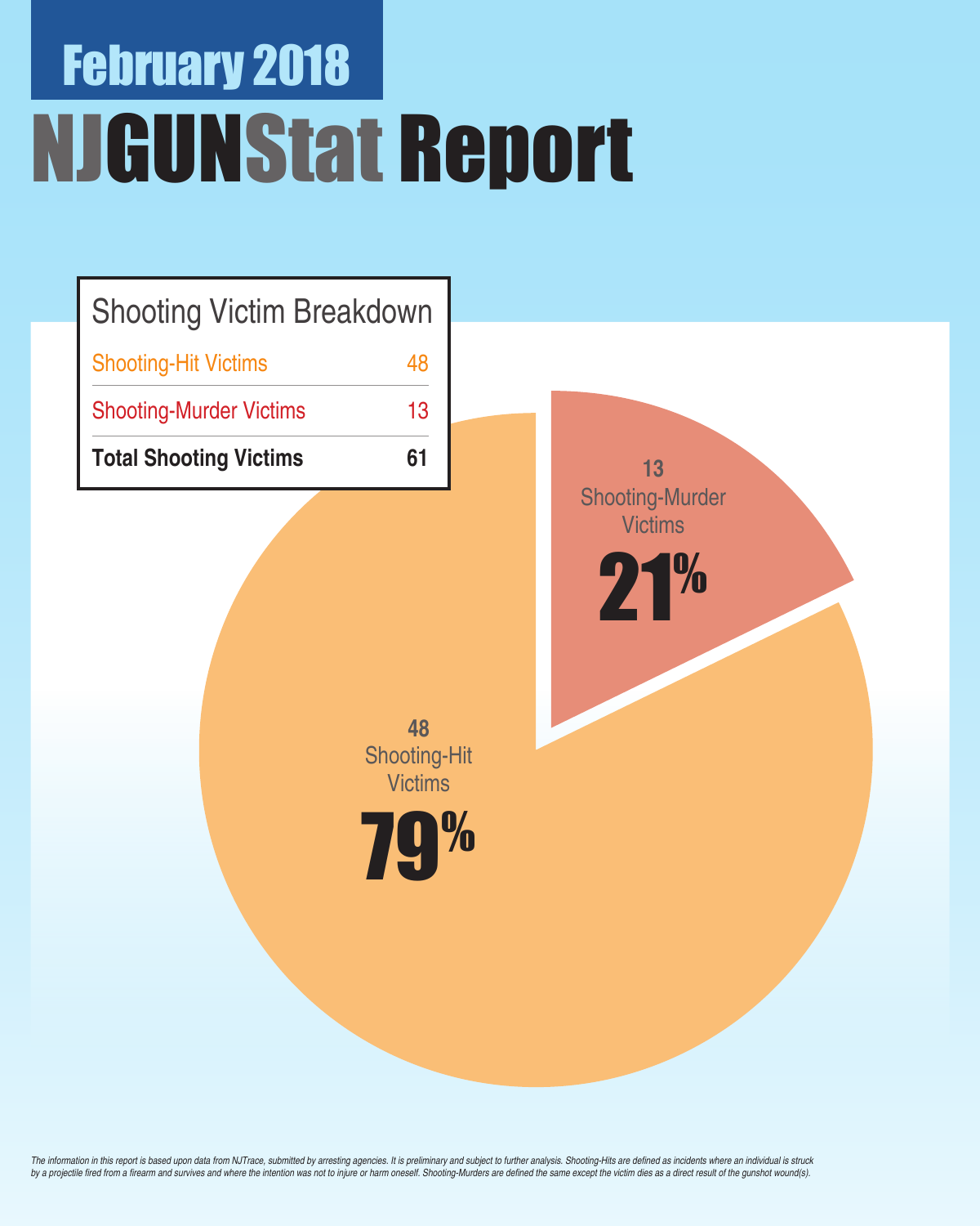## February 2018

# NJGUNStat Report

### Shooting Victim Breakdown

| | |
|---|---|
| Shooting-Hit Victims | 48 |
| Shooting-Murder Victims | 13 |
| **Total Shooting Victims** | **61** |

13
Shooting-Murder Victims
21%

48
Shooting-Hit Victims
79%

*The information in this report is based upon data from NJTrace, submitted by arresting agencies. It is preliminary and subject to further analysis. Shooting-Hits are defined as incidents where an individual is struck by a projectile fired from a firearm and survives and where the intention was not to injure or harm oneself. Shooting-Murders are defined the same except the victim dies as a direct result of the gunshot wound(s).*